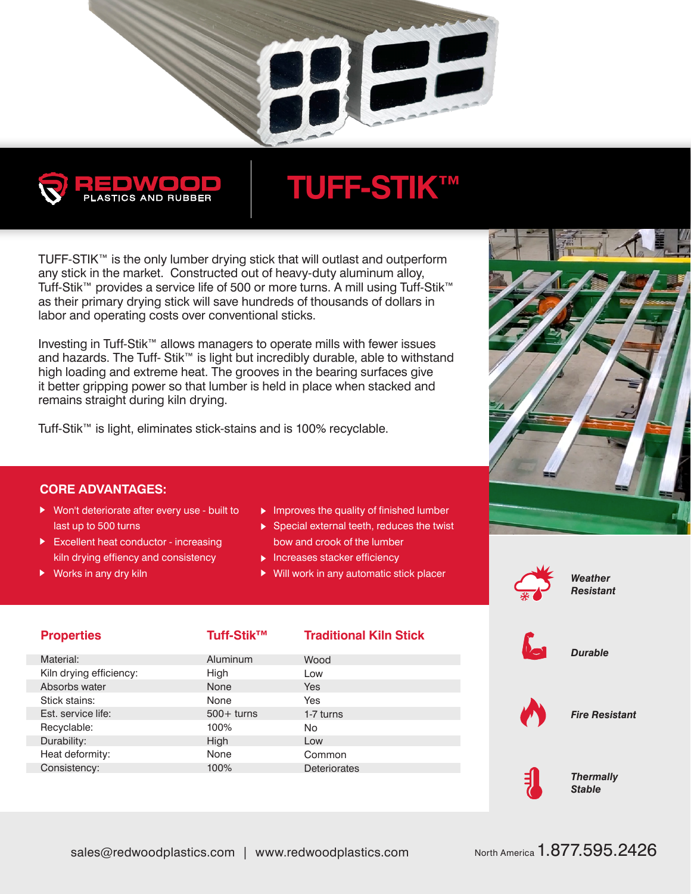# REDWOOD PLASTICS AND RUBBER

# TUFF-STIK™

TUFF-STIK™ is the only lumber drying stick that will outlast and outperform any stick in the market. Constructed out of heavy-duty aluminum alloy, Tuff-Stik™ provides a service life of 500 or more turns. A mill using Tuff-Stik™ as their primary drying stick will save hundreds of thousands of dollars in labor and operating costs over conventional sticks.

Investing in Tuff-Stik™ allows managers to operate mills with fewer issues and hazards. The Tuff- Stik™ is light but incredibly durable, able to withstand high loading and extreme heat. The grooves in the bearing surfaces give it better gripping power so that lumber is held in place when stacked and remains straight during kiln drying.

Tuff-Stik™ is light, eliminates stick-stains and is 100% recyclable.

## CORE ADVANTAGES:

- Won't deteriorate after every use - built to last up to 500 turns
- Excellent heat conductor - increasing kiln drying effiency and consistency
- Works in any dry kiln
- Improves the quality of finished lumber
- Special external teeth, reduces the twist bow and crook of the lumber
- Increases stacker efficiency
- Will work in any automatic stick placer

| Properties | Tuff-Stik™ | Traditional Kiln Stick |
|---|---|---|
| Material: | Aluminum | Wood |
| Kiln drying efficiency: | High | Low |
| Absorbs water | None | Yes |
| Stick stains: | None | Yes |
| Est. service life: | 500+ turns | 1-7 turns |
| Recyclable: | 100% | No |
| Durability: | High | Low |
| Heat deformity: | None | Common |
| Consistency: | 100% | Deteriorates |

***Weather Resistant***

***Durable***

***Fire Resistant***

***Thermally Stable***

sales@redwoodplastics.com | www.redwoodplastics.com

North America 1.877.595.2426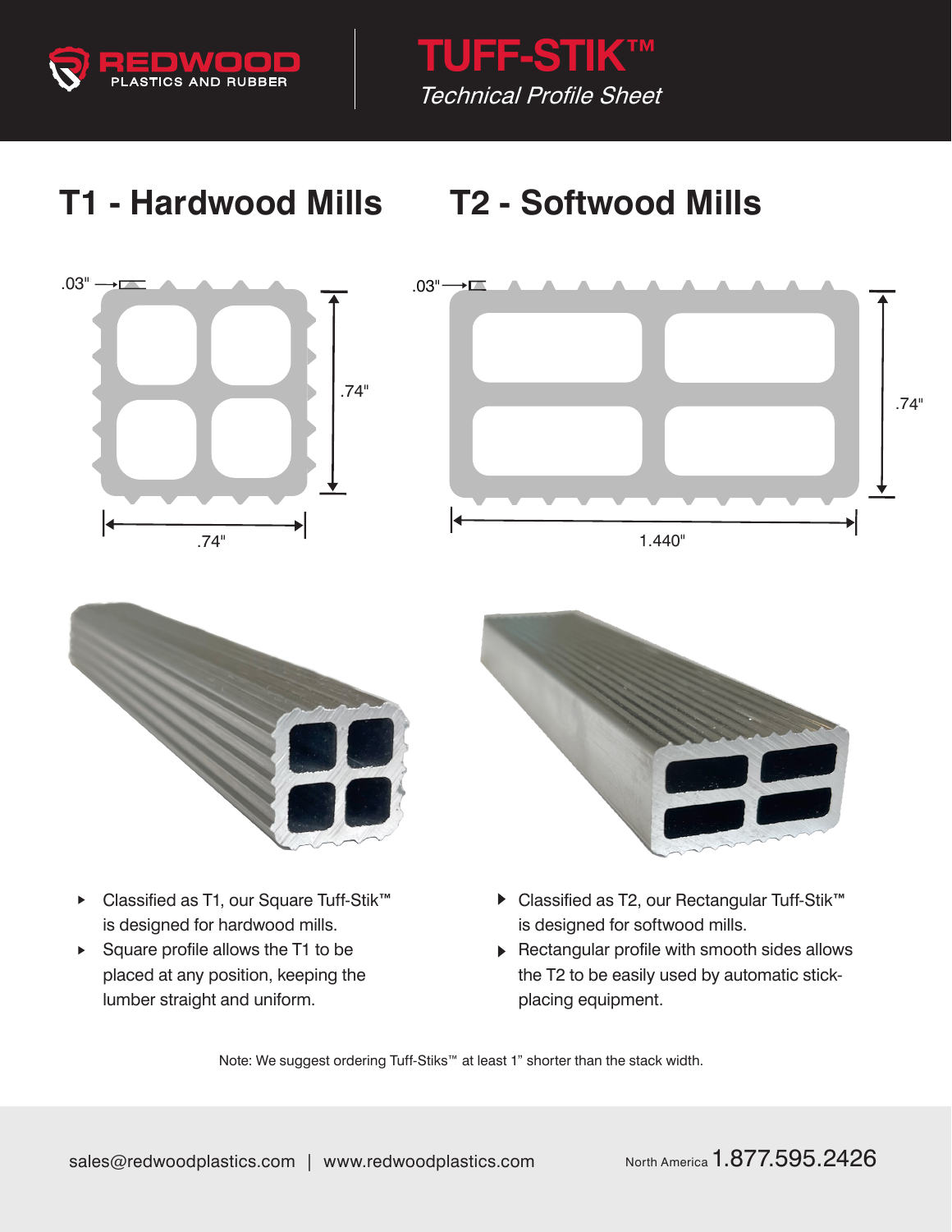# TUFF-STIK™

*Technical Profile Sheet*

## T1 - Hardwood Mills

.03"

.74"

.74"

- Classified as T1, our Square Tuff-Stik™ is designed for hardwood mills.
- Square profile allows the T1 to be placed at any position, keeping the lumber straight and uniform.

## T2 - Softwood Mills

.03"

.74"

1.440"

- Classified as T2, our Rectangular Tuff-Stik™ is designed for softwood mills.
- Rectangular profile with smooth sides allows the T2 to be easily used by automatic stick-placing equipment.

Note: We suggest ordering Tuff-Stiks™ at least 1" shorter than the stack width.

sales@redwoodplastics.com | www.redwoodplastics.com

North America 1.877.595.2426